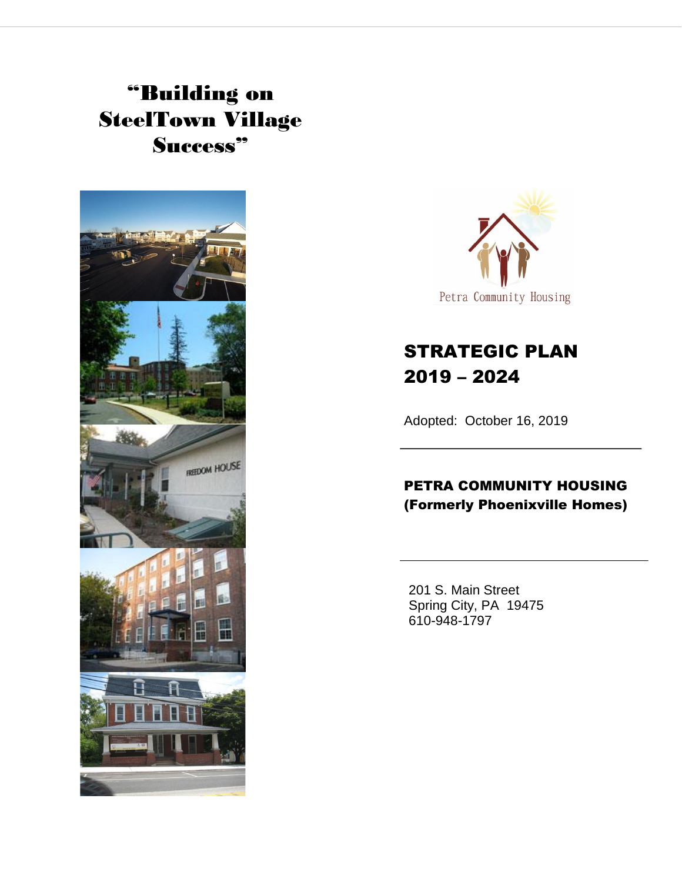# "Building on SteelTown Village Success"

Petra Community Housing

# STRATEGIC PLAN 2019 – 2024

Adopted: October 16, 2019

---

**PETRA COMMUNITY HOUSING**
**(Formerly Phoenixville Homes)**

---

201 S. Main Street
Spring City, PA 19475
610-948-1797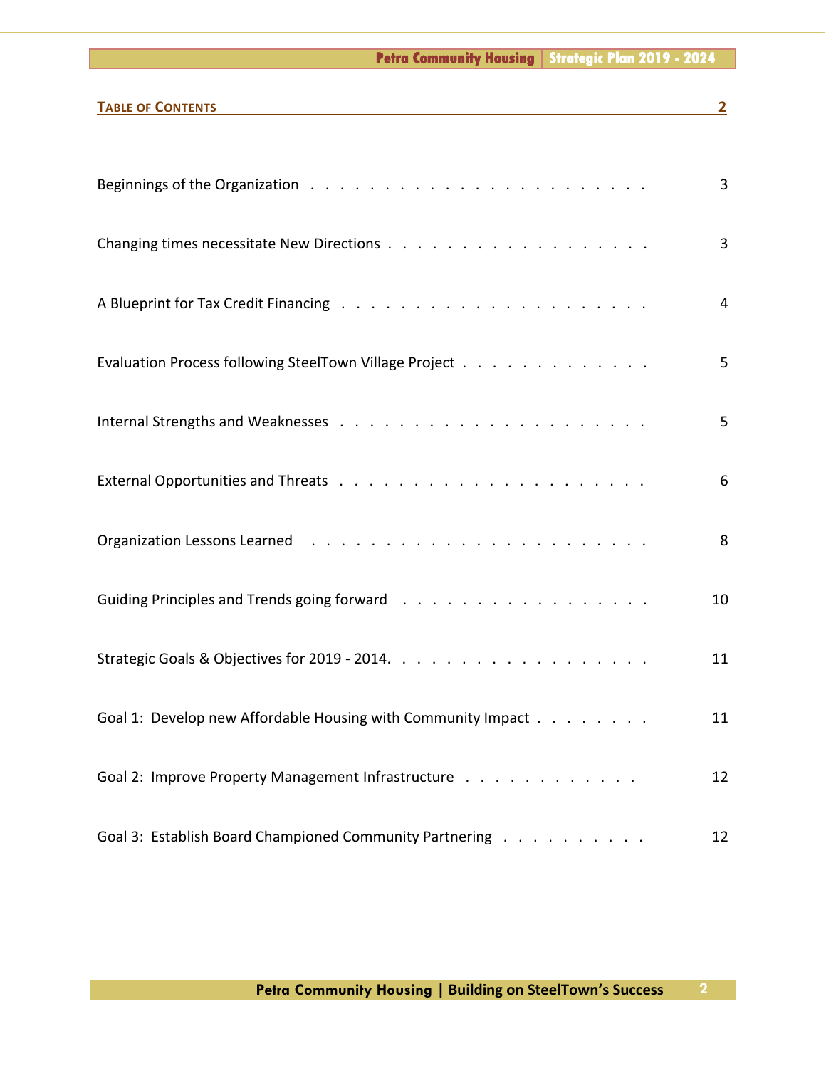## TABLE OF CONTENTS

| | |
|---|---|
| Beginnings of the Organization | 3 |
| Changing times necessitate New Directions | 3 |
| A Blueprint for Tax Credit Financing | 4 |
| Evaluation Process following SteelTown Village Project | 5 |
| Internal Strengths and Weaknesses | 5 |
| External Opportunities and Threats | 6 |
| Organization Lessons Learned | 8 |
| Guiding Principles and Trends going forward | 10 |
| Strategic Goals & Objectives for 2019 - 2014. | 11 |
| Goal 1: Develop new Affordable Housing with Community Impact | 11 |
| Goal 2: Improve Property Management Infrastructure | 12 |
| Goal 3: Establish Board Championed Community Partnering | 12 |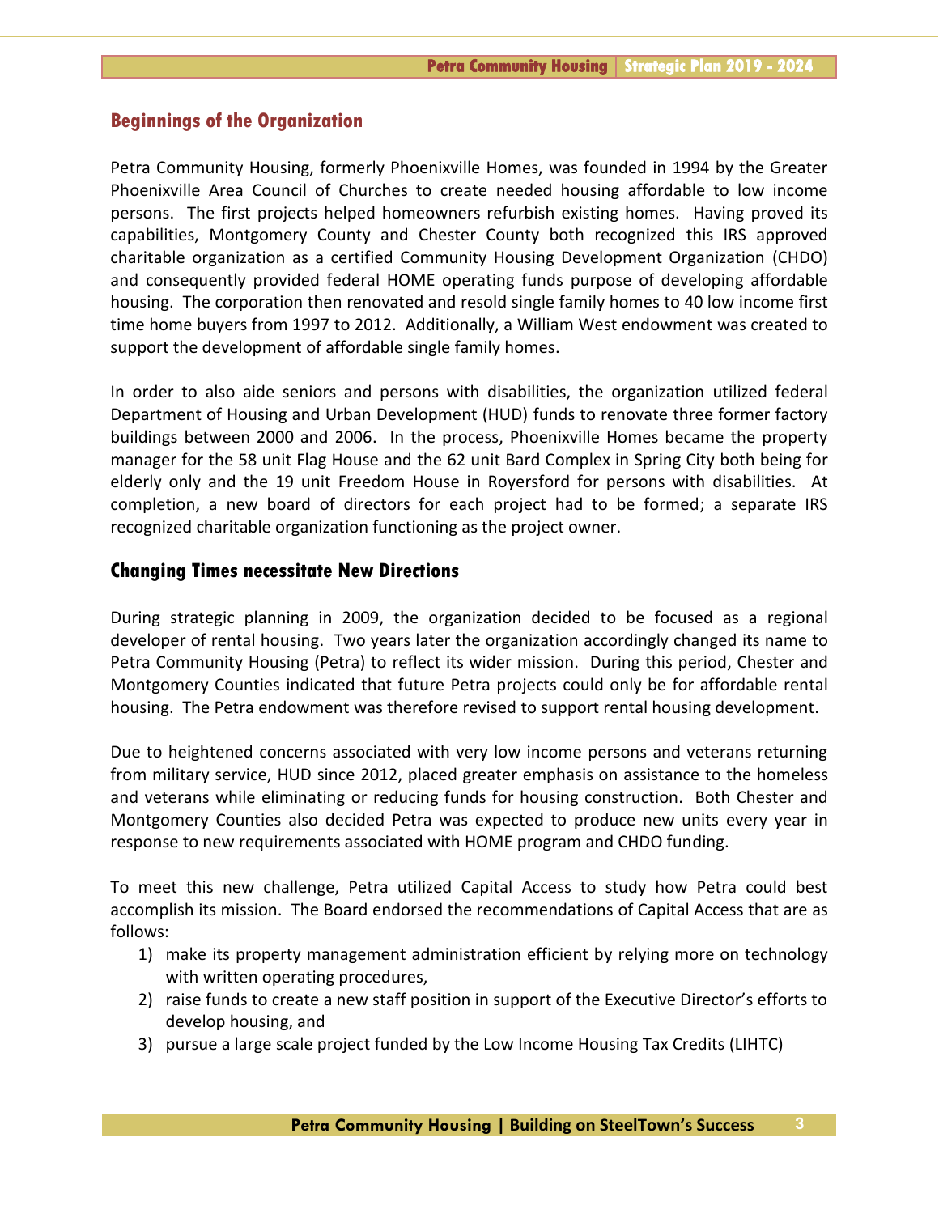## Beginnings of the Organization

Petra Community Housing, formerly Phoenixville Homes, was founded in 1994 by the Greater Phoenixville Area Council of Churches to create needed housing affordable to low income persons. The first projects helped homeowners refurbish existing homes. Having proved its capabilities, Montgomery County and Chester County both recognized this IRS approved charitable organization as a certified Community Housing Development Organization (CHDO) and consequently provided federal HOME operating funds purpose of developing affordable housing. The corporation then renovated and resold single family homes to 40 low income first time home buyers from 1997 to 2012. Additionally, a William West endowment was created to support the development of affordable single family homes.

In order to also aide seniors and persons with disabilities, the organization utilized federal Department of Housing and Urban Development (HUD) funds to renovate three former factory buildings between 2000 and 2006. In the process, Phoenixville Homes became the property manager for the 58 unit Flag House and the 62 unit Bard Complex in Spring City both being for elderly only and the 19 unit Freedom House in Royersford for persons with disabilities. At completion, a new board of directors for each project had to be formed; a separate IRS recognized charitable organization functioning as the project owner.

## Changing Times necessitate New Directions

During strategic planning in 2009, the organization decided to be focused as a regional developer of rental housing. Two years later the organization accordingly changed its name to Petra Community Housing (Petra) to reflect its wider mission. During this period, Chester and Montgomery Counties indicated that future Petra projects could only be for affordable rental housing. The Petra endowment was therefore revised to support rental housing development.

Due to heightened concerns associated with very low income persons and veterans returning from military service, HUD since 2012, placed greater emphasis on assistance to the homeless and veterans while eliminating or reducing funds for housing construction. Both Chester and Montgomery Counties also decided Petra was expected to produce new units every year in response to new requirements associated with HOME program and CHDO funding.

To meet this new challenge, Petra utilized Capital Access to study how Petra could best accomplish its mission. The Board endorsed the recommendations of Capital Access that are as follows:

1) make its property management administration efficient by relying more on technology with written operating procedures,
2) raise funds to create a new staff position in support of the Executive Director's efforts to develop housing, and
3) pursue a large scale project funded by the Low Income Housing Tax Credits (LIHTC)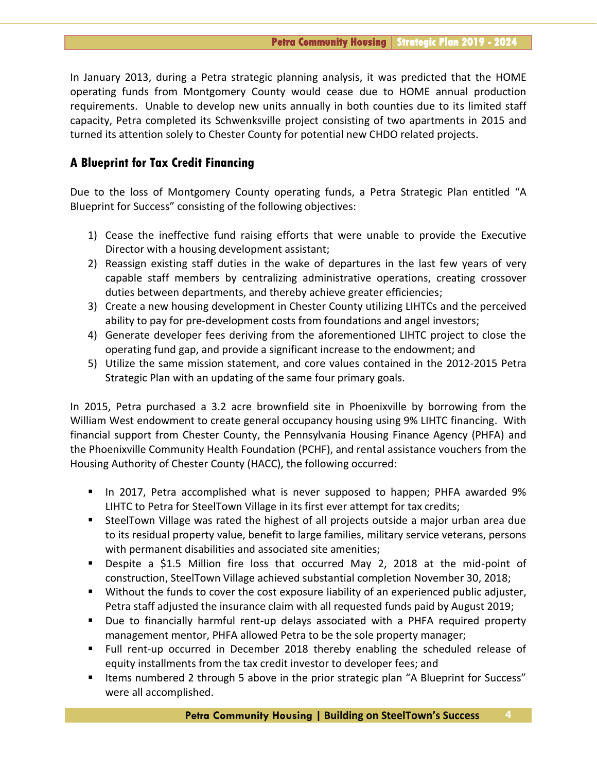In January 2013, during a Petra strategic planning analysis, it was predicted that the HOME operating funds from Montgomery County would cease due to HOME annual production requirements. Unable to develop new units annually in both counties due to its limited staff capacity, Petra completed its Schwenksville project consisting of two apartments in 2015 and turned its attention solely to Chester County for potential new CHDO related projects.

## A Blueprint for Tax Credit Financing

Due to the loss of Montgomery County operating funds, a Petra Strategic Plan entitled "A Blueprint for Success" consisting of the following objectives:

1) Cease the ineffective fund raising efforts that were unable to provide the Executive Director with a housing development assistant;
2) Reassign existing staff duties in the wake of departures in the last few years of very capable staff members by centralizing administrative operations, creating crossover duties between departments, and thereby achieve greater efficiencies;
3) Create a new housing development in Chester County utilizing LIHTCs and the perceived ability to pay for pre-development costs from foundations and angel investors;
4) Generate developer fees deriving from the aforementioned LIHTC project to close the operating fund gap, and provide a significant increase to the endowment; and
5) Utilize the same mission statement, and core values contained in the 2012-2015 Petra Strategic Plan with an updating of the same four primary goals.

In 2015, Petra purchased a 3.2 acre brownfield site in Phoenixville by borrowing from the William West endowment to create general occupancy housing using 9% LIHTC financing. With financial support from Chester County, the Pennsylvania Housing Finance Agency (PHFA) and the Phoenixville Community Health Foundation (PCHF), and rental assistance vouchers from the Housing Authority of Chester County (HACC), the following occurred:

- In 2017, Petra accomplished what is never supposed to happen; PHFA awarded 9% LIHTC to Petra for SteelTown Village in its first ever attempt for tax credits;
- SteelTown Village was rated the highest of all projects outside a major urban area due to its residual property value, benefit to large families, military service veterans, persons with permanent disabilities and associated site amenities;
- Despite a $1.5 Million fire loss that occurred May 2, 2018 at the mid-point of construction, SteelTown Village achieved substantial completion November 30, 2018;
- Without the funds to cover the cost exposure liability of an experienced public adjuster, Petra staff adjusted the insurance claim with all requested funds paid by August 2019;
- Due to financially harmful rent-up delays associated with a PHFA required property management mentor, PHFA allowed Petra to be the sole property manager;
- Full rent-up occurred in December 2018 thereby enabling the scheduled release of equity installments from the tax credit investor to developer fees; and
- Items numbered 2 through 5 above in the prior strategic plan "A Blueprint for Success" were all accomplished.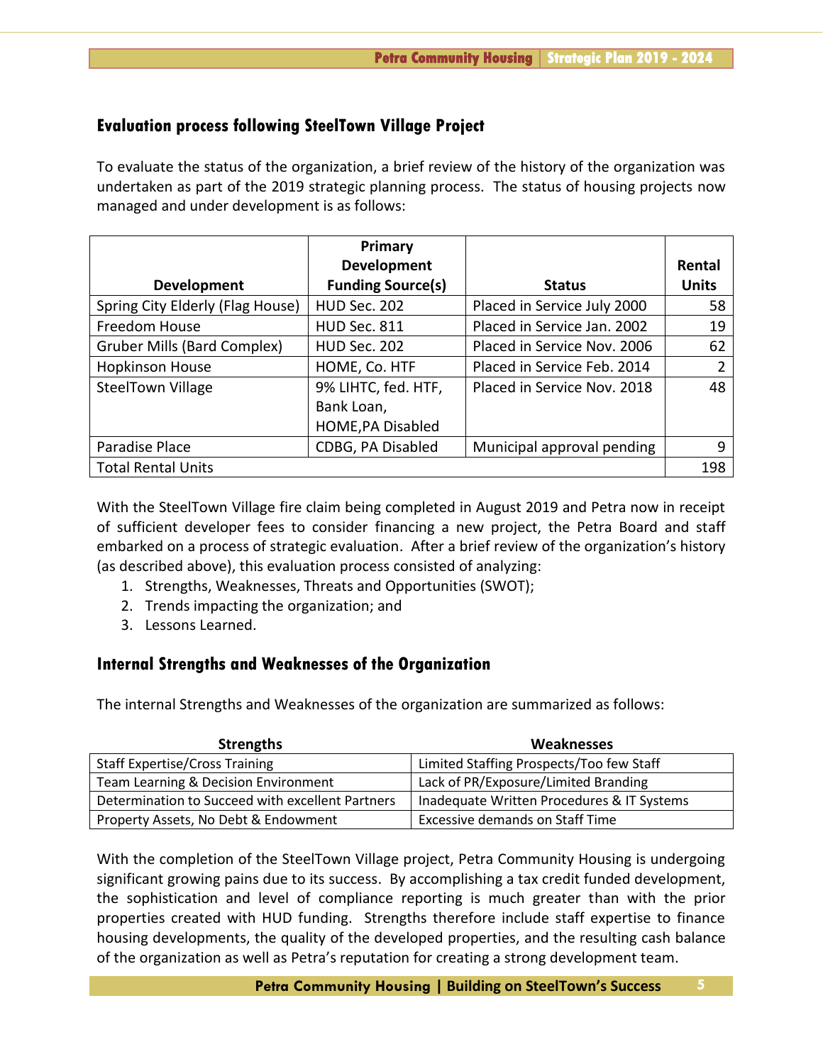## Evaluation process following SteelTown Village Project

To evaluate the status of the organization, a brief review of the history of the organization was undertaken as part of the 2019 strategic planning process. The status of housing projects now managed and under development is as follows:

| Development | Primary Development Funding Source(s) | Status | Rental Units |
|---|---|---|---:|
| Spring City Elderly (Flag House) | HUD Sec. 202 | Placed in Service July 2000 | 58 |
| Freedom House | HUD Sec. 811 | Placed in Service Jan. 2002 | 19 |
| Gruber Mills (Bard Complex) | HUD Sec. 202 | Placed in Service Nov. 2006 | 62 |
| Hopkinson House | HOME, Co. HTF | Placed in Service Feb. 2014 | 2 |
| SteelTown Village | 9% LIHTC, fed. HTF, Bank Loan, HOME,PA Disabled | Placed in Service Nov. 2018 | 48 |
| Paradise Place | CDBG, PA Disabled | Municipal approval pending | 9 |
| Total Rental Units | | | 198 |

With the SteelTown Village fire claim being completed in August 2019 and Petra now in receipt of sufficient developer fees to consider financing a new project, the Petra Board and staff embarked on a process of strategic evaluation. After a brief review of the organization's history (as described above), this evaluation process consisted of analyzing:

1. Strengths, Weaknesses, Threats and Opportunities (SWOT);
2. Trends impacting the organization; and
3. Lessons Learned.

## Internal Strengths and Weaknesses of the Organization

The internal Strengths and Weaknesses of the organization are summarized as follows:

| Strengths | Weaknesses |
|---|---|
| Staff Expertise/Cross Training | Limited Staffing Prospects/Too few Staff |
| Team Learning & Decision Environment | Lack of PR/Exposure/Limited Branding |
| Determination to Succeed with excellent Partners | Inadequate Written Procedures & IT Systems |
| Property Assets, No Debt & Endowment | Excessive demands on Staff Time |

With the completion of the SteelTown Village project, Petra Community Housing is undergoing significant growing pains due to its success. By accomplishing a tax credit funded development, the sophistication and level of compliance reporting is much greater than with the prior properties created with HUD funding. Strengths therefore include staff expertise to finance housing developments, the quality of the developed properties, and the resulting cash balance of the organization as well as Petra's reputation for creating a strong development team.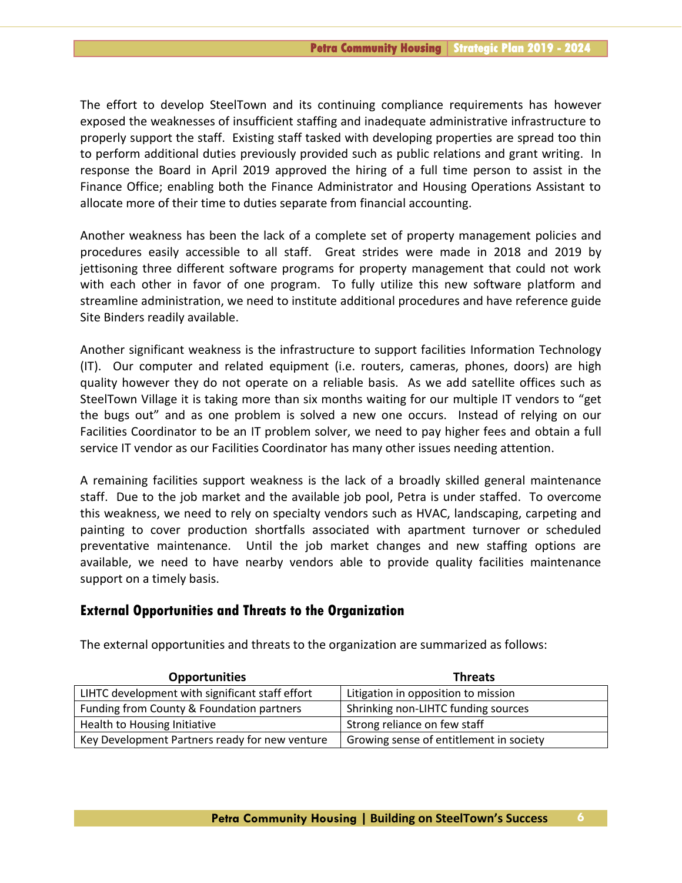The effort to develop SteelTown and its continuing compliance requirements has however exposed the weaknesses of insufficient staffing and inadequate administrative infrastructure to properly support the staff. Existing staff tasked with developing properties are spread too thin to perform additional duties previously provided such as public relations and grant writing. In response the Board in April 2019 approved the hiring of a full time person to assist in the Finance Office; enabling both the Finance Administrator and Housing Operations Assistant to allocate more of their time to duties separate from financial accounting.

Another weakness has been the lack of a complete set of property management policies and procedures easily accessible to all staff. Great strides were made in 2018 and 2019 by jettisoning three different software programs for property management that could not work with each other in favor of one program. To fully utilize this new software platform and streamline administration, we need to institute additional procedures and have reference guide Site Binders readily available.

Another significant weakness is the infrastructure to support facilities Information Technology (IT). Our computer and related equipment (i.e. routers, cameras, phones, doors) are high quality however they do not operate on a reliable basis. As we add satellite offices such as SteelTown Village it is taking more than six months waiting for our multiple IT vendors to "get the bugs out" and as one problem is solved a new one occurs. Instead of relying on our Facilities Coordinator to be an IT problem solver, we need to pay higher fees and obtain a full service IT vendor as our Facilities Coordinator has many other issues needing attention.

A remaining facilities support weakness is the lack of a broadly skilled general maintenance staff. Due to the job market and the available job pool, Petra is under staffed. To overcome this weakness, we need to rely on specialty vendors such as HVAC, landscaping, carpeting and painting to cover production shortfalls associated with apartment turnover or scheduled preventative maintenance. Until the job market changes and new staffing options are available, we need to have nearby vendors able to provide quality facilities maintenance support on a timely basis.

### External Opportunities and Threats to the Organization

The external opportunities and threats to the organization are summarized as follows:

| Opportunities | Threats |
|---|---|
| LIHTC development with significant staff effort | Litigation in opposition to mission |
| Funding from County & Foundation partners | Shrinking non-LIHTC funding sources |
| Health to Housing Initiative | Strong reliance on few staff |
| Key Development Partners ready for new venture | Growing sense of entitlement in society |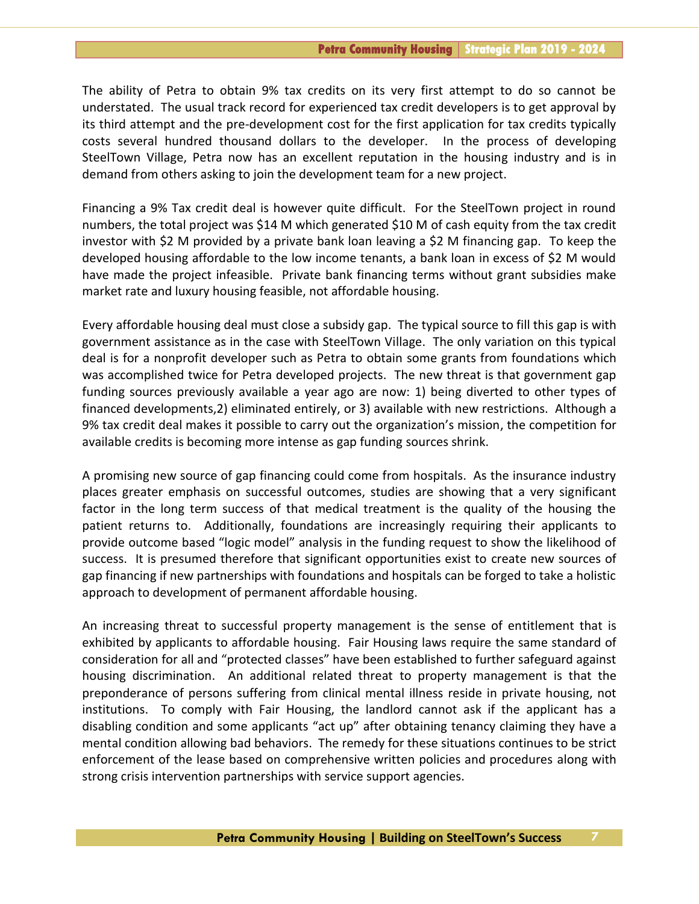The ability of Petra to obtain 9% tax credits on its very first attempt to do so cannot be understated. The usual track record for experienced tax credit developers is to get approval by its third attempt and the pre-development cost for the first application for tax credits typically costs several hundred thousand dollars to the developer. In the process of developing SteelTown Village, Petra now has an excellent reputation in the housing industry and is in demand from others asking to join the development team for a new project.

Financing a 9% Tax credit deal is however quite difficult. For the SteelTown project in round numbers, the total project was $14 M which generated $10 M of cash equity from the tax credit investor with $2 M provided by a private bank loan leaving a $2 M financing gap. To keep the developed housing affordable to the low income tenants, a bank loan in excess of $2 M would have made the project infeasible. Private bank financing terms without grant subsidies make market rate and luxury housing feasible, not affordable housing.

Every affordable housing deal must close a subsidy gap. The typical source to fill this gap is with government assistance as in the case with SteelTown Village. The only variation on this typical deal is for a nonprofit developer such as Petra to obtain some grants from foundations which was accomplished twice for Petra developed projects. The new threat is that government gap funding sources previously available a year ago are now: 1) being diverted to other types of financed developments,2) eliminated entirely, or 3) available with new restrictions. Although a 9% tax credit deal makes it possible to carry out the organization's mission, the competition for available credits is becoming more intense as gap funding sources shrink.

A promising new source of gap financing could come from hospitals. As the insurance industry places greater emphasis on successful outcomes, studies are showing that a very significant factor in the long term success of that medical treatment is the quality of the housing the patient returns to. Additionally, foundations are increasingly requiring their applicants to provide outcome based "logic model" analysis in the funding request to show the likelihood of success. It is presumed therefore that significant opportunities exist to create new sources of gap financing if new partnerships with foundations and hospitals can be forged to take a holistic approach to development of permanent affordable housing.

An increasing threat to successful property management is the sense of entitlement that is exhibited by applicants to affordable housing. Fair Housing laws require the same standard of consideration for all and "protected classes" have been established to further safeguard against housing discrimination. An additional related threat to property management is that the preponderance of persons suffering from clinical mental illness reside in private housing, not institutions. To comply with Fair Housing, the landlord cannot ask if the applicant has a disabling condition and some applicants "act up" after obtaining tenancy claiming they have a mental condition allowing bad behaviors. The remedy for these situations continues to be strict enforcement of the lease based on comprehensive written policies and procedures along with strong crisis intervention partnerships with service support agencies.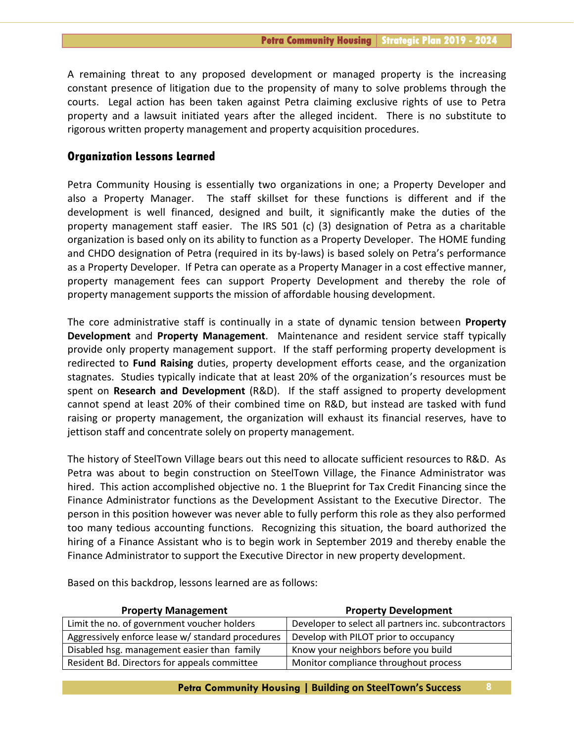A remaining threat to any proposed development or managed property is the increasing constant presence of litigation due to the propensity of many to solve problems through the courts. Legal action has been taken against Petra claiming exclusive rights of use to Petra property and a lawsuit initiated years after the alleged incident. There is no substitute to rigorous written property management and property acquisition procedures.

## Organization Lessons Learned

Petra Community Housing is essentially two organizations in one; a Property Developer and also a Property Manager. The staff skillset for these functions is different and if the development is well financed, designed and built, it significantly make the duties of the property management staff easier. The IRS 501 (c) (3) designation of Petra as a charitable organization is based only on its ability to function as a Property Developer. The HOME funding and CHDO designation of Petra (required in its by-laws) is based solely on Petra's performance as a Property Developer. If Petra can operate as a Property Manager in a cost effective manner, property management fees can support Property Development and thereby the role of property management supports the mission of affordable housing development.

The core administrative staff is continually in a state of dynamic tension between **Property Development** and **Property Management**. Maintenance and resident service staff typically provide only property management support. If the staff performing property development is redirected to **Fund Raising** duties, property development efforts cease, and the organization stagnates. Studies typically indicate that at least 20% of the organization's resources must be spent on **Research and Development** (R&D). If the staff assigned to property development cannot spend at least 20% of their combined time on R&D, but instead are tasked with fund raising or property management, the organization will exhaust its financial reserves, have to jettison staff and concentrate solely on property management.

The history of SteelTown Village bears out this need to allocate sufficient resources to R&D. As Petra was about to begin construction on SteelTown Village, the Finance Administrator was hired. This action accomplished objective no. 1 the Blueprint for Tax Credit Financing since the Finance Administrator functions as the Development Assistant to the Executive Director. The person in this position however was never able to fully perform this role as they also performed too many tedious accounting functions. Recognizing this situation, the board authorized the hiring of a Finance Assistant who is to begin work in September 2019 and thereby enable the Finance Administrator to support the Executive Director in new property development.

Based on this backdrop, lessons learned are as follows:

| Property Management | Property Development |
|---|---|
| Limit the no. of government voucher holders | Developer to select all partners inc. subcontractors |
| Aggressively enforce lease w/ standard procedures | Develop with PILOT prior to occupancy |
| Disabled hsg. management easier than family | Know your neighbors before you build |
| Resident Bd. Directors for appeals committee | Monitor compliance throughout process |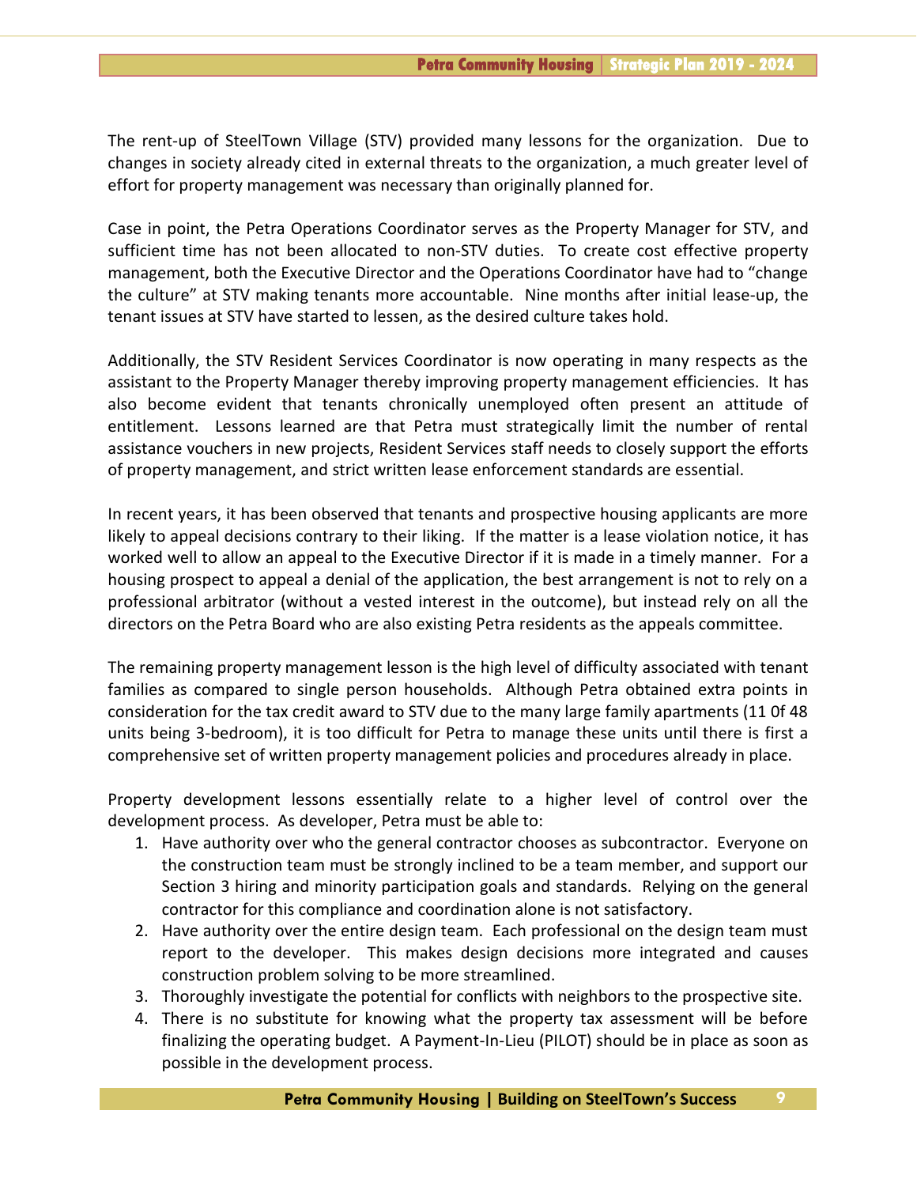The rent-up of SteelTown Village (STV) provided many lessons for the organization. Due to changes in society already cited in external threats to the organization, a much greater level of effort for property management was necessary than originally planned for.

Case in point, the Petra Operations Coordinator serves as the Property Manager for STV, and sufficient time has not been allocated to non-STV duties. To create cost effective property management, both the Executive Director and the Operations Coordinator have had to “change the culture” at STV making tenants more accountable. Nine months after initial lease-up, the tenant issues at STV have started to lessen, as the desired culture takes hold.

Additionally, the STV Resident Services Coordinator is now operating in many respects as the assistant to the Property Manager thereby improving property management efficiencies. It has also become evident that tenants chronically unemployed often present an attitude of entitlement. Lessons learned are that Petra must strategically limit the number of rental assistance vouchers in new projects, Resident Services staff needs to closely support the efforts of property management, and strict written lease enforcement standards are essential.

In recent years, it has been observed that tenants and prospective housing applicants are more likely to appeal decisions contrary to their liking. If the matter is a lease violation notice, it has worked well to allow an appeal to the Executive Director if it is made in a timely manner. For a housing prospect to appeal a denial of the application, the best arrangement is not to rely on a professional arbitrator (without a vested interest in the outcome), but instead rely on all the directors on the Petra Board who are also existing Petra residents as the appeals committee.

The remaining property management lesson is the high level of difficulty associated with tenant families as compared to single person households. Although Petra obtained extra points in consideration for the tax credit award to STV due to the many large family apartments (11 0f 48 units being 3-bedroom), it is too difficult for Petra to manage these units until there is first a comprehensive set of written property management policies and procedures already in place.

Property development lessons essentially relate to a higher level of control over the development process. As developer, Petra must be able to:

1. Have authority over who the general contractor chooses as subcontractor. Everyone on the construction team must be strongly inclined to be a team member, and support our Section 3 hiring and minority participation goals and standards. Relying on the general contractor for this compliance and coordination alone is not satisfactory.
2. Have authority over the entire design team. Each professional on the design team must report to the developer. This makes design decisions more integrated and causes construction problem solving to be more streamlined.
3. Thoroughly investigate the potential for conflicts with neighbors to the prospective site.
4. There is no substitute for knowing what the property tax assessment will be before finalizing the operating budget. A Payment-In-Lieu (PILOT) should be in place as soon as possible in the development process.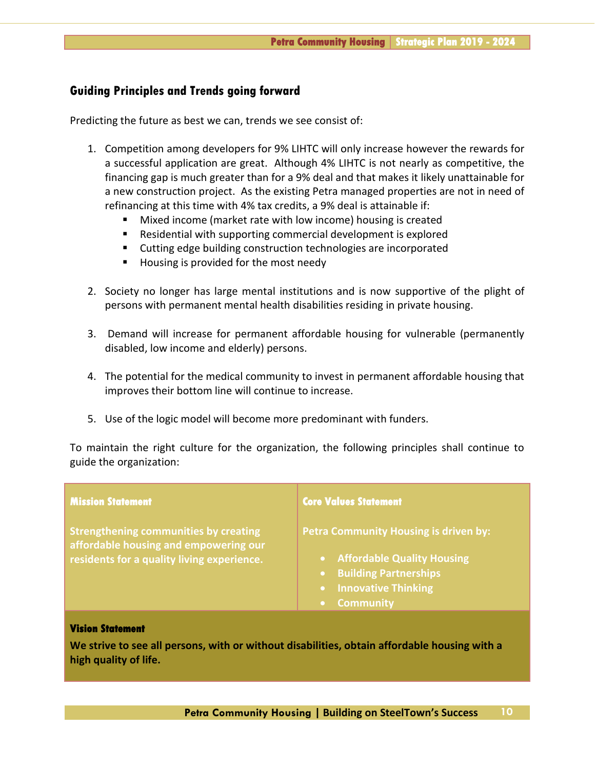## Guiding Principles and Trends going forward

Predicting the future as best we can, trends we see consist of:

1. Competition among developers for 9% LIHTC will only increase however the rewards for a successful application are great. Although 4% LIHTC is not nearly as competitive, the financing gap is much greater than for a 9% deal and that makes it likely unattainable for a new construction project. As the existing Petra managed properties are not in need of refinancing at this time with 4% tax credits, a 9% deal is attainable if:
   - Mixed income (market rate with low income) housing is created
   - Residential with supporting commercial development is explored
   - Cutting edge building construction technologies are incorporated
   - Housing is provided for the most needy

2. Society no longer has large mental institutions and is now supportive of the plight of persons with permanent mental health disabilities residing in private housing.

3. Demand will increase for permanent affordable housing for vulnerable (permanently disabled, low income and elderly) persons.

4. The potential for the medical community to invest in permanent affordable housing that improves their bottom line will continue to increase.

5. Use of the logic model will become more predominant with funders.

To maintain the right culture for the organization, the following principles shall continue to guide the organization:

| Mission Statement | Core Values Statement |
|---|---|
| **Strengthening communities by creating affordable housing and empowering our residents for a quality living experience.** | **Petra Community Housing is driven by:**<br>• Affordable Quality Housing<br>• Building Partnerships<br>• Innovative Thinking<br>• Community |

**Vision Statement**

**We strive to see all persons, with or without disabilities, obtain affordable housing with a high quality of life.**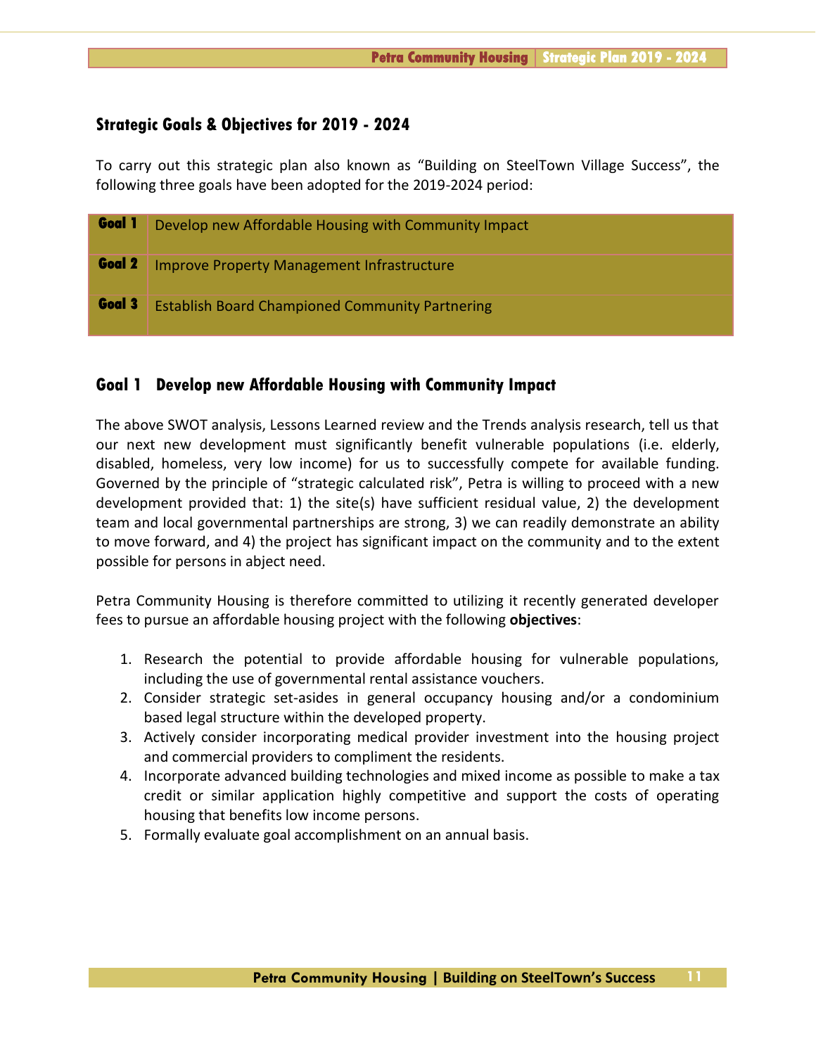## Strategic Goals & Objectives for 2019 - 2024

To carry out this strategic plan also known as "Building on SteelTown Village Success", the following three goals have been adopted for the 2019-2024 period:

| | |
|---|---|
| **Goal 1** | Develop new Affordable Housing with Community Impact |
| **Goal 2** | Improve Property Management Infrastructure |
| **Goal 3** | Establish Board Championed Community Partnering |

## Goal 1 Develop new Affordable Housing with Community Impact

The above SWOT analysis, Lessons Learned review and the Trends analysis research, tell us that our next new development must significantly benefit vulnerable populations (i.e. elderly, disabled, homeless, very low income) for us to successfully compete for available funding. Governed by the principle of "strategic calculated risk", Petra is willing to proceed with a new development provided that: 1) the site(s) have sufficient residual value, 2) the development team and local governmental partnerships are strong, 3) we can readily demonstrate an ability to move forward, and 4) the project has significant impact on the community and to the extent possible for persons in abject need.

Petra Community Housing is therefore committed to utilizing it recently generated developer fees to pursue an affordable housing project with the following **objectives**:

1. Research the potential to provide affordable housing for vulnerable populations, including the use of governmental rental assistance vouchers.
2. Consider strategic set-asides in general occupancy housing and/or a condominium based legal structure within the developed property.
3. Actively consider incorporating medical provider investment into the housing project and commercial providers to compliment the residents.
4. Incorporate advanced building technologies and mixed income as possible to make a tax credit or similar application highly competitive and support the costs of operating housing that benefits low income persons.
5. Formally evaluate goal accomplishment on an annual basis.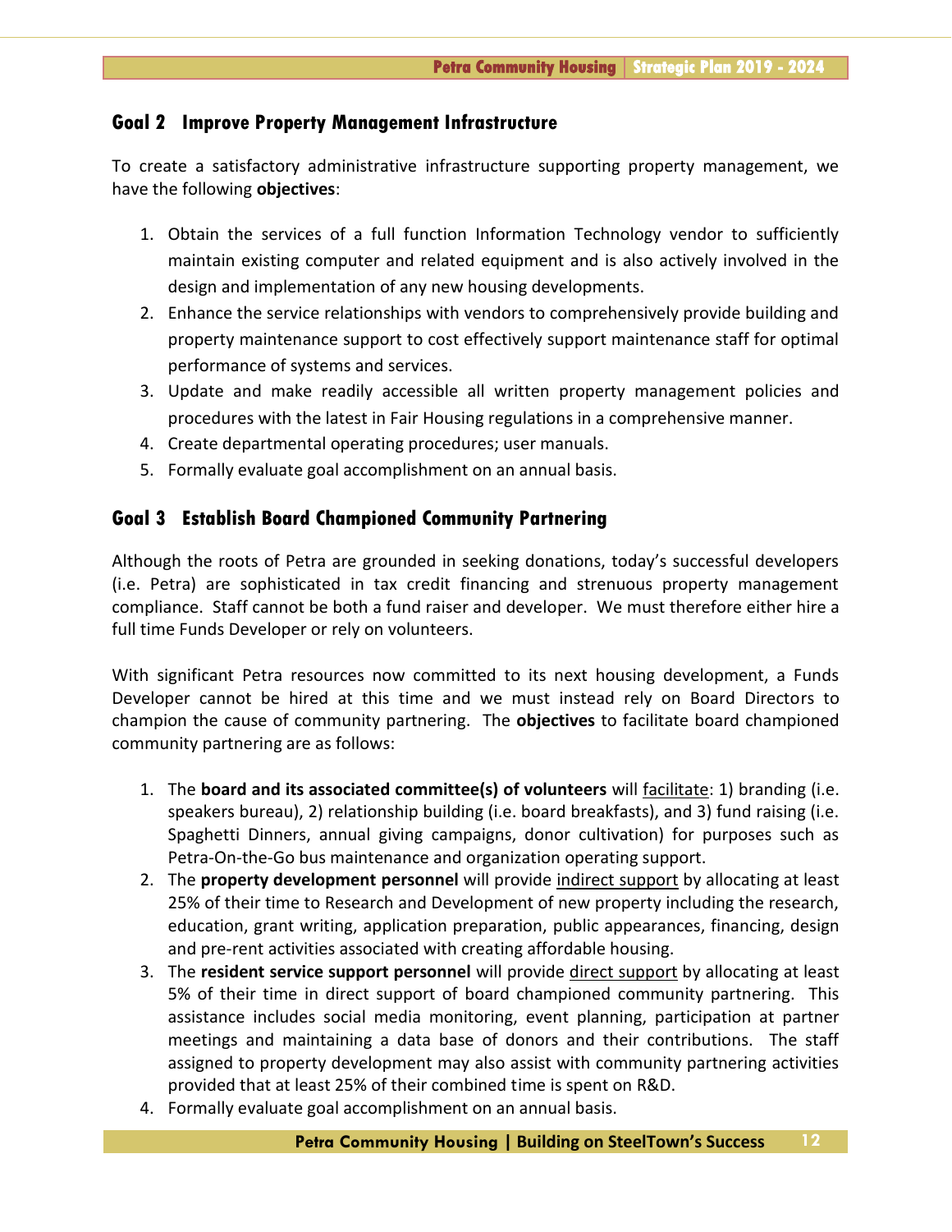## Goal 2 Improve Property Management Infrastructure

To create a satisfactory administrative infrastructure supporting property management, we have the following **objectives**:

1. Obtain the services of a full function Information Technology vendor to sufficiently maintain existing computer and related equipment and is also actively involved in the design and implementation of any new housing developments.
2. Enhance the service relationships with vendors to comprehensively provide building and property maintenance support to cost effectively support maintenance staff for optimal performance of systems and services.
3. Update and make readily accessible all written property management policies and procedures with the latest in Fair Housing regulations in a comprehensive manner.
4. Create departmental operating procedures; user manuals.
5. Formally evaluate goal accomplishment on an annual basis.

## Goal 3 Establish Board Championed Community Partnering

Although the roots of Petra are grounded in seeking donations, today's successful developers (i.e. Petra) are sophisticated in tax credit financing and strenuous property management compliance. Staff cannot be both a fund raiser and developer. We must therefore either hire a full time Funds Developer or rely on volunteers.

With significant Petra resources now committed to its next housing development, a Funds Developer cannot be hired at this time and we must instead rely on Board Directors to champion the cause of community partnering. The **objectives** to facilitate board championed community partnering are as follows:

1. The **board and its associated committee(s) of volunteers** will <u>facilitate</u>: 1) branding (i.e. speakers bureau), 2) relationship building (i.e. board breakfasts), and 3) fund raising (i.e. Spaghetti Dinners, annual giving campaigns, donor cultivation) for purposes such as Petra-On-the-Go bus maintenance and organization operating support.
2. The **property development personnel** will provide <u>indirect support</u> by allocating at least 25% of their time to Research and Development of new property including the research, education, grant writing, application preparation, public appearances, financing, design and pre-rent activities associated with creating affordable housing.
3. The **resident service support personnel** will provide <u>direct support</u> by allocating at least 5% of their time in direct support of board championed community partnering. This assistance includes social media monitoring, event planning, participation at partner meetings and maintaining a data base of donors and their contributions. The staff assigned to property development may also assist with community partnering activities provided that at least 25% of their combined time is spent on R&D.
4. Formally evaluate goal accomplishment on an annual basis.